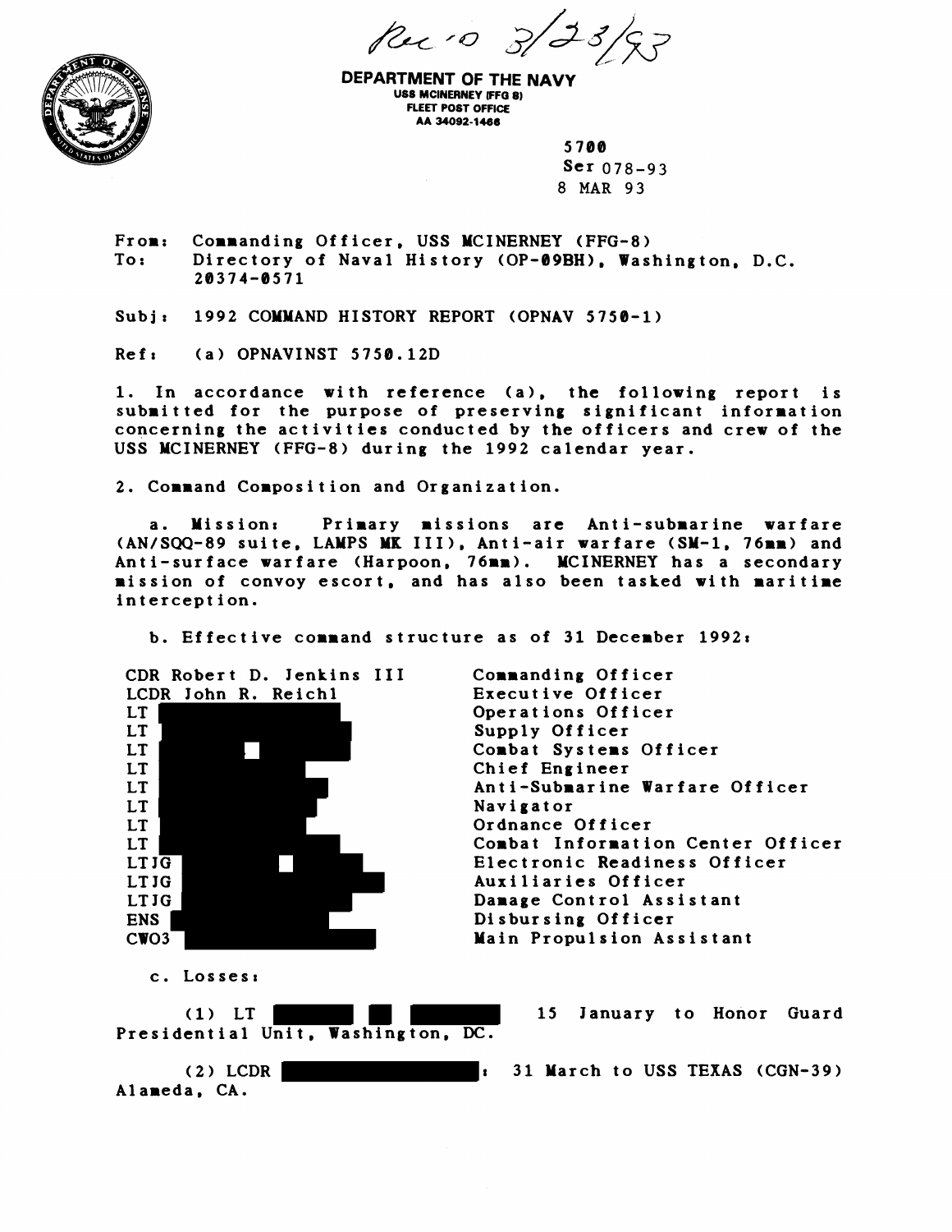Rec'd 3/23/93

**DEPARTMENT OF THE NAVY**
USS MCINERNEY (FFG 8)
FLEET POST OFFICE
AA 34092-1466

5700
Ser 078-93
8 MAR 93

From: Commanding Officer, USS MCINERNEY (FFG-8)
To: Directory of Naval History (OP-09BH), Washington, D.C. 20374-0571

Subj: 1992 COMMAND HISTORY REPORT (OPNAV 5750-1)

Ref: (a) OPNAVINST 5750.12D

1. In accordance with reference (a), the following report is submitted for the purpose of preserving significant information concerning the activities conducted by the officers and crew of the USS MCINERNEY (FFG-8) during the 1992 calendar year.

2. Command Composition and Organization.

a. Mission: Primary missions are Anti-submarine warfare (AN/SQQ-89 suite, LAMPS MK III), Anti-air warfare (SM-1, 76mm) and Anti-surface warfare (Harpoon, 76mm). MCINERNEY has a secondary mission of convoy escort, and has also been tasked with maritime interception.

b. Effective command structure as of 31 December 1992:

| | |
|---|---|
| CDR Robert D. Jenkins III | Commanding Officer |
| LCDR John R. Reichl | Executive Officer |
| LT [redacted] | Operations Officer |
| LT [redacted] | Supply Officer |
| LT [redacted] | Combat Systems Officer |
| LT [redacted] | Chief Engineer |
| LT [redacted] | Anti-Submarine Warfare Officer |
| LT [redacted] | Navigator |
| LT [redacted] | Ordnance Officer |
| LT [redacted] | Combat Information Center Officer |
| LTJG [redacted] | Electronic Readiness Officer |
| LTJG [redacted] | Auxiliaries Officer |
| LTJG [redacted] | Damage Control Assistant |
| ENS [redacted] | Disbursing Officer |
| CWO3 [redacted] | Main Propulsion Assistant |

c. Losses:

(1) LT [redacted] 15 January to Honor Guard Presidential Unit, Washington, DC.

(2) LCDR [redacted]: 31 March to USS TEXAS (CGN-39) Alameda, CA.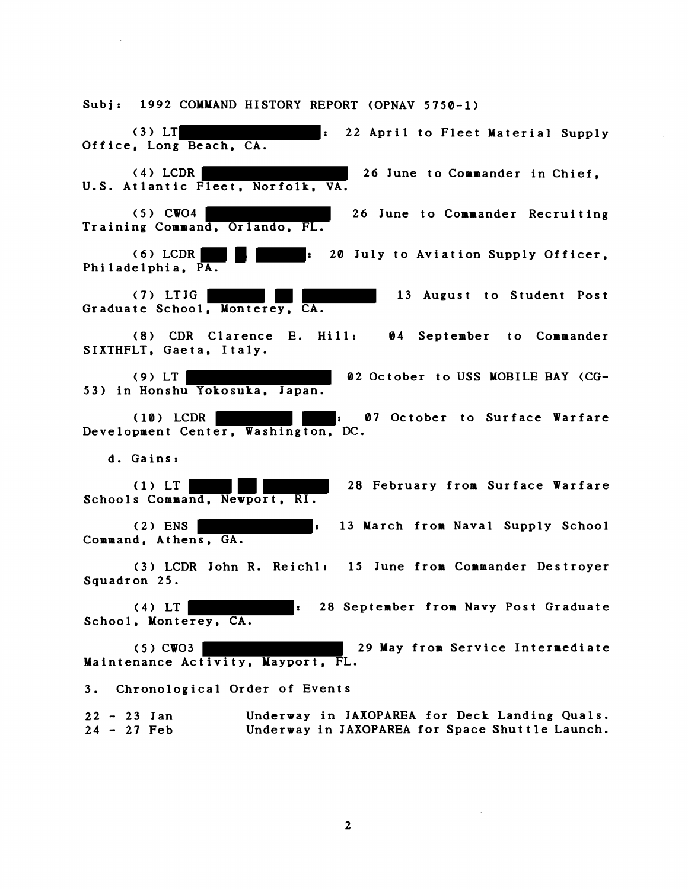Subj: 1992 COMMAND HISTORY REPORT (OPNAV 5750-1)

(3) LT ████████: 22 April to Fleet Material Supply Office, Long Beach, CA.

(4) LCDR ████████ 26 June to Commander in Chief, U.S. Atlantic Fleet, Norfolk, VA.

(5) CWO4 ████████ 26 June to Commander Recruiting Training Command, Orlando, FL.

(6) LCDR ███ █ ███: 20 July to Aviation Supply Officer, Philadelphia, PA.

(7) LTJG ███ ██ ████ 13 August to Student Post Graduate School, Monterey, CA.

(8) CDR Clarence E. Hill: 04 September to Commander SIXTHFLT, Gaeta, Italy.

(9) LT ████████ 02 October to USS MOBILE BAY (CG-53) in Honshu Yokosuka, Japan.

(10) LCDR ████ ██: 07 October to Surface Warfare Development Center, Washington, DC.

d. Gains:

(1) LT ███ ██ ████ 28 February from Surface Warfare Schools Command, Newport, RI.

(2) ENS ████████: 13 March from Naval Supply School Command, Athens, GA.

(3) LCDR John R. Reichl: 15 June from Commander Destroyer Squadron 25.

(4) LT ████████: 28 September from Navy Post Graduate School, Monterey, CA.

(5) CWO3 ████████ 29 May from Service Intermediate Maintenance Activity, Mayport, FL.

3. Chronological Order of Events

| | |
|---|---|
| 22 - 23 Jan | Underway in JAXOPAREA for Deck Landing Quals. |
| 24 - 27 Feb | Underway in JAXOPAREA for Space Shuttle Launch. |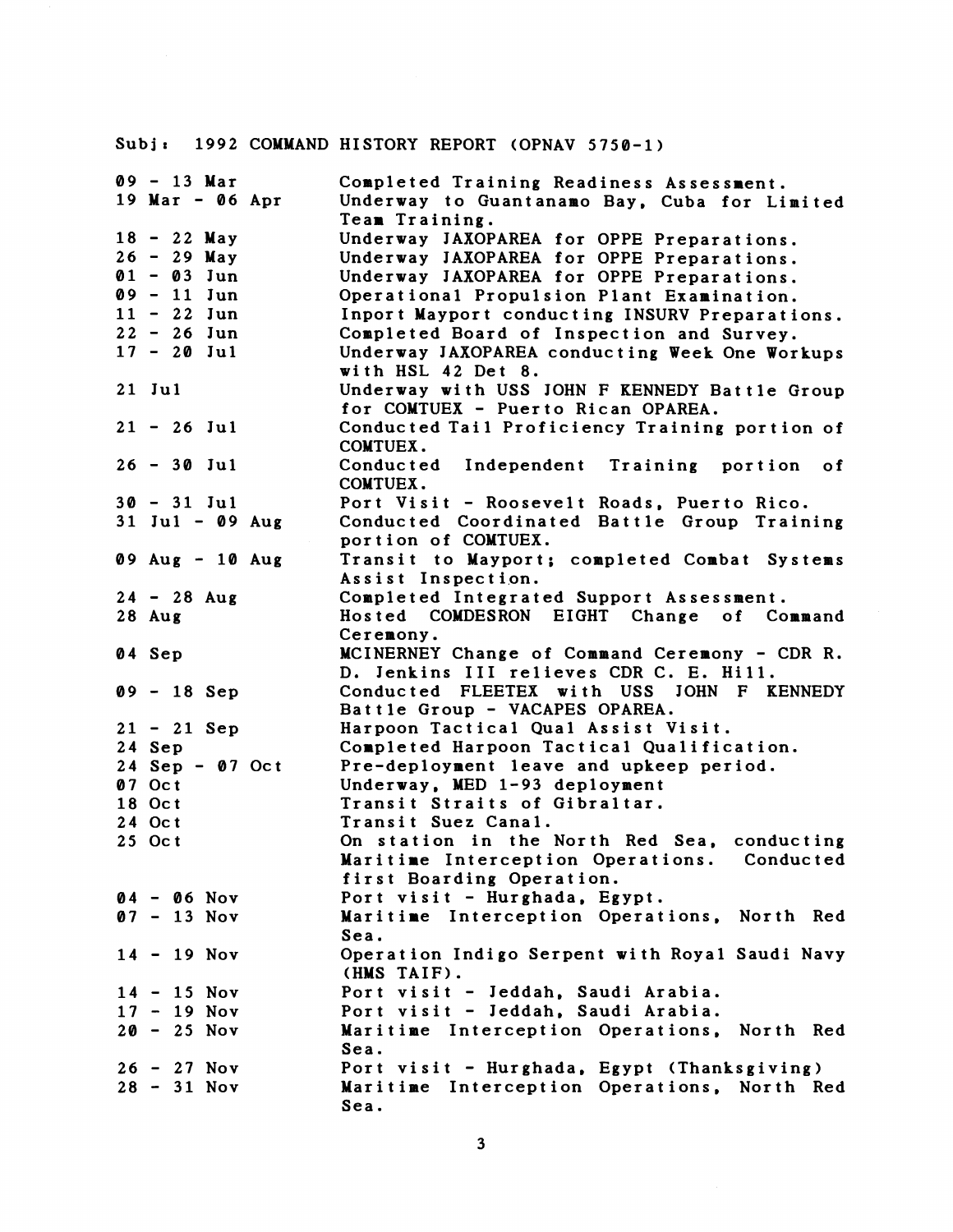Subj: 1992 COMMAND HISTORY REPORT (OPNAV 5750-1)

| | |
|---|---|
| 09 - 13 Mar | Completed Training Readiness Assessment. |
| 19 Mar - 06 Apr | Underway to Guantanamo Bay, Cuba for Limited Team Training. |
| 18 - 22 May | Underway JAXOPAREA for OPPE Preparations. |
| 26 - 29 May | Underway JAXOPAREA for OPPE Preparations. |
| 01 - 03 Jun | Underway JAXOPAREA for OPPE Preparations. |
| 09 - 11 Jun | Operational Propulsion Plant Examination. |
| 11 - 22 Jun | Inport Mayport conducting INSURV Preparations. |
| 22 - 26 Jun | Completed Board of Inspection and Survey. |
| 17 - 20 Jul | Underway JAXOPAREA conducting Week One Workups with HSL 42 Det 8. |
| 21 Jul | Underway with USS JOHN F KENNEDY Battle Group for COMTUEX - Puerto Rican OPAREA. |
| 21 - 26 Jul | Conducted Tail Proficiency Training portion of COMTUEX. |
| 26 - 30 Jul | Conducted Independent Training portion of COMTUEX. |
| 30 - 31 Jul | Port Visit - Roosevelt Roads, Puerto Rico. |
| 31 Jul - 09 Aug | Conducted Coordinated Battle Group Training portion of COMTUEX. |
| 09 Aug - 10 Aug | Transit to Mayport; completed Combat Systems Assist Inspection. |
| 24 - 28 Aug | Completed Integrated Support Assessment. |
| 28 Aug | Hosted COMDESRON EIGHT Change of Command Ceremony. |
| 04 Sep | MCINERNEY Change of Command Ceremony - CDR R. D. Jenkins III relieves CDR C. E. Hill. |
| 09 - 18 Sep | Conducted FLEETEX with USS JOHN F KENNEDY Battle Group - VACAPES OPAREA. |
| 21 - 21 Sep | Harpoon Tactical Qual Assist Visit. |
| 24 Sep | Completed Harpoon Tactical Qualification. |
| 24 Sep - 07 Oct | Pre-deployment leave and upkeep period. |
| 07 Oct | Underway, MED 1-93 deployment |
| 18 Oct | Transit Straits of Gibraltar. |
| 24 Oct | Transit Suez Canal. |
| 25 Oct | On station in the North Red Sea, conducting Maritime Interception Operations. Conducted first Boarding Operation. |
| 04 - 06 Nov | Port visit - Hurghada, Egypt. |
| 07 - 13 Nov | Maritime Interception Operations, North Red Sea. |
| 14 - 19 Nov | Operation Indigo Serpent with Royal Saudi Navy (HMS TAIF). |
| 14 - 15 Nov | Port visit - Jeddah, Saudi Arabia. |
| 17 - 19 Nov | Port visit - Jeddah, Saudi Arabia. |
| 20 - 25 Nov | Maritime Interception Operations, North Red Sea. |
| 26 - 27 Nov | Port visit - Hurghada, Egypt (Thanksgiving) |
| 28 - 31 Nov | Maritime Interception Operations, North Red Sea. |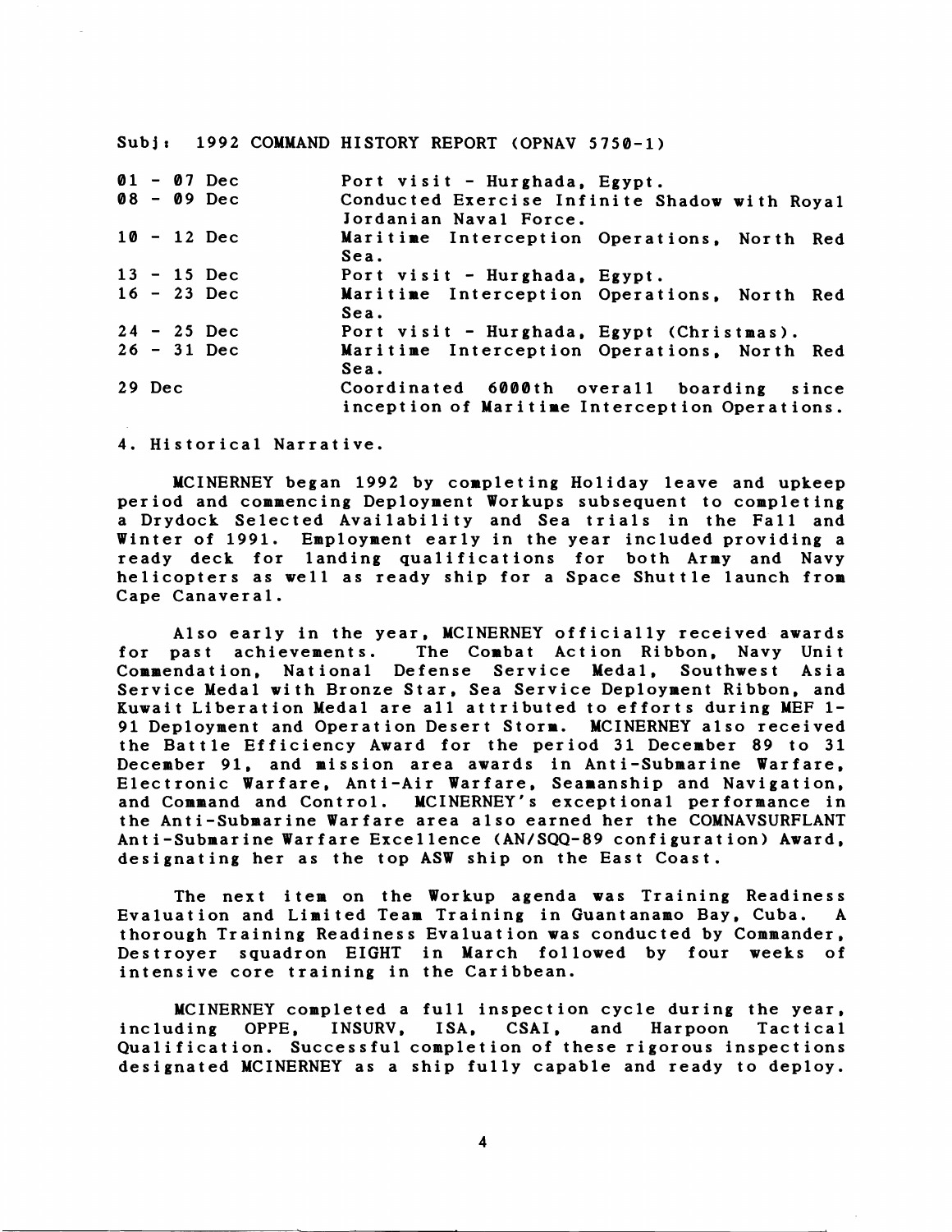Subj: 1992 COMMAND HISTORY REPORT (OPNAV 5750-1)

| | |
|---|---|
| 01 - 07 Dec | Port visit - Hurghada, Egypt. |
| 08 - 09 Dec | Conducted Exercise Infinite Shadow with Royal Jordanian Naval Force. |
| 10 - 12 Dec | Maritime Interception Operations, North Red Sea. |
| 13 - 15 Dec | Port visit - Hurghada, Egypt. |
| 16 - 23 Dec | Maritime Interception Operations, North Red Sea. |
| 24 - 25 Dec | Port visit - Hurghada, Egypt (Christmas). |
| 26 - 31 Dec | Maritime Interception Operations, North Red Sea. |
| 29 Dec | Coordinated 6000th overall boarding since inception of Maritime Interception Operations. |

4. Historical Narrative.

MCINERNEY began 1992 by completing Holiday leave and upkeep period and commencing Deployment Workups subsequent to completing a Drydock Selected Availability and Sea trials in the Fall and Winter of 1991. Employment early in the year included providing a ready deck for landing qualifications for both Army and Navy helicopters as well as ready ship for a Space Shuttle launch from Cape Canaveral.

Also early in the year, MCINERNEY officially received awards for past achievements. The Combat Action Ribbon, Navy Unit Commendation, National Defense Service Medal, Southwest Asia Service Medal with Bronze Star, Sea Service Deployment Ribbon, and Kuwait Liberation Medal are all attributed to efforts during MEF 1-91 Deployment and Operation Desert Storm. MCINERNEY also received the Battle Efficiency Award for the period 31 December 89 to 31 December 91, and mission area awards in Anti-Submarine Warfare, Electronic Warfare, Anti-Air Warfare, Seamanship and Navigation, and Command and Control. MCINERNEY's exceptional performance in the Anti-Submarine Warfare area also earned her the COMNAVSURFLANT Anti-Submarine Warfare Excellence (AN/SQQ-89 configuration) Award, designating her as the top ASW ship on the East Coast.

The next item on the Workup agenda was Training Readiness Evaluation and Limited Team Training in Guantanamo Bay, Cuba. A thorough Training Readiness Evaluation was conducted by Commander, Destroyer squadron EIGHT in March followed by four weeks of intensive core training in the Caribbean.

MCINERNEY completed a full inspection cycle during the year, including OPPE, INSURV, ISA, CSAI, and Harpoon Tactical Qualification. Successful completion of these rigorous inspections designated MCINERNEY as a ship fully capable and ready to deploy.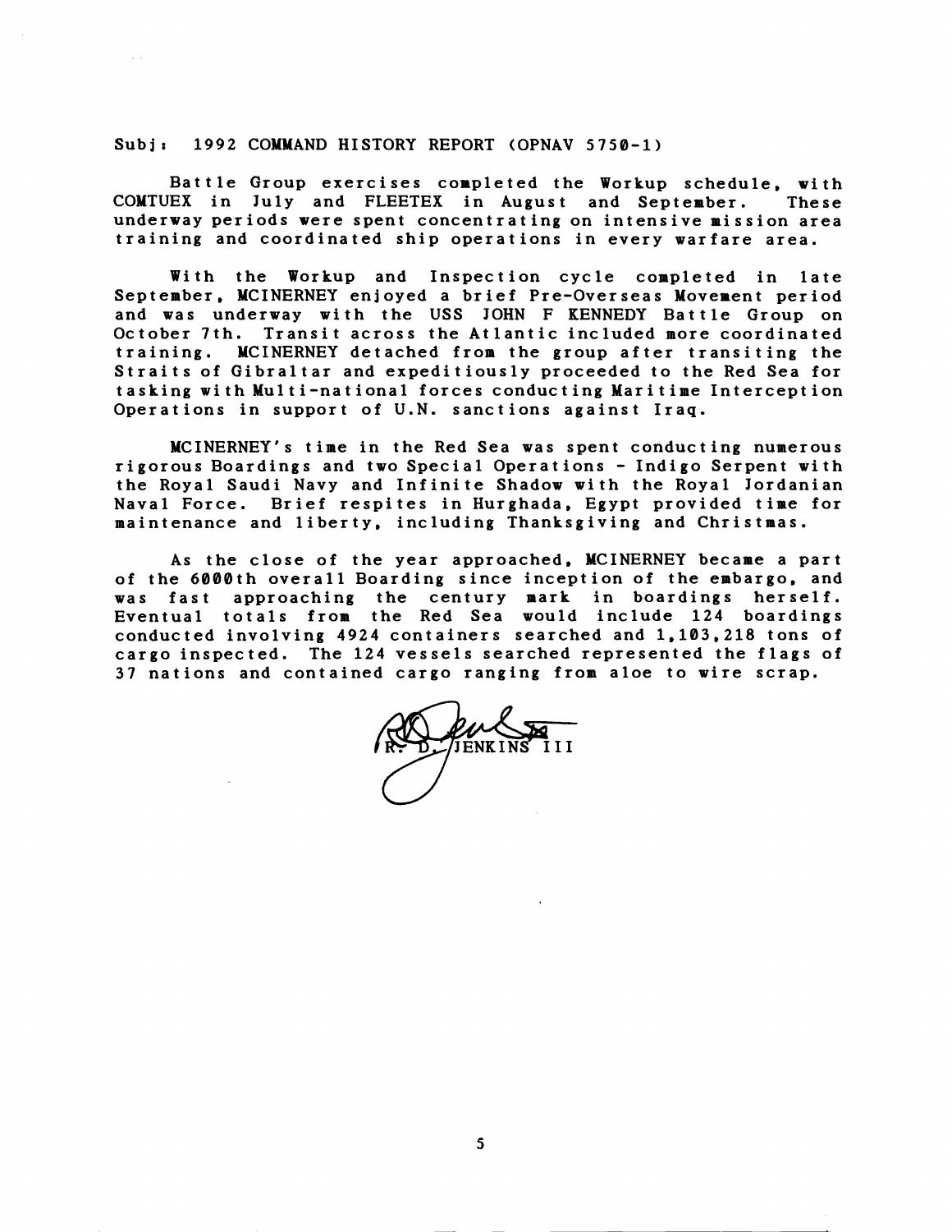Subj: 1992 COMMAND HISTORY REPORT (OPNAV 5750-1)

Battle Group exercises completed the Workup schedule, with COMTUEX in July and FLEETEX in August and September. These underway periods were spent concentrating on intensive mission area training and coordinated ship operations in every warfare area.

With the Workup and Inspection cycle completed in late September, MCINERNEY enjoyed a brief Pre-Overseas Movement period and was underway with the USS JOHN F KENNEDY Battle Group on October 7th. Transit across the Atlantic included more coordinated training. MCINERNEY detached from the group after transiting the Straits of Gibraltar and expeditiously proceeded to the Red Sea for tasking with Multi-national forces conducting Maritime Interception Operations in support of U.N. sanctions against Iraq.

MCINERNEY's time in the Red Sea was spent conducting numerous rigorous Boardings and two Special Operations - Indigo Serpent with the Royal Saudi Navy and Infinite Shadow with the Royal Jordanian Naval Force. Brief respites in Hurghada, Egypt provided time for maintenance and liberty, including Thanksgiving and Christmas.

As the close of the year approached, MCINERNEY became a part of the 6000th overall Boarding since inception of the embargo, and was fast approaching the century mark in boardings herself. Eventual totals from the Red Sea would include 124 boardings conducted involving 4924 containers searched and 1,103,218 tons of cargo inspected. The 124 vessels searched represented the flags of 37 nations and contained cargo ranging from aloe to wire scrap.

R. D. JENKINS III